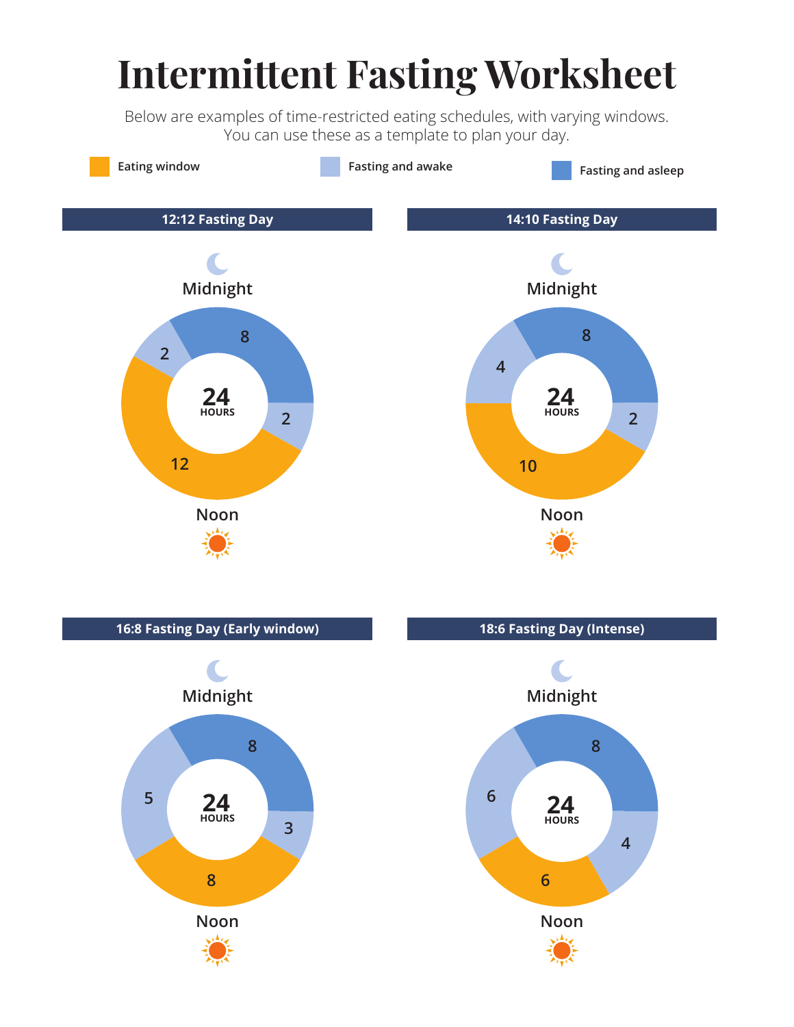# Intermittent Fasting Worksheet

Below are examples of time-restricted eating schedules, with varying windows.
You can use these as a template to plan your day.

Eating window | Fasting and awake | Fasting and asleep

## 12:12 Fasting Day

Midnight

24 HOURS

8 | 2 | 12 | 2

Noon

## 14:10 Fasting Day

Midnight

24 HOURS

8 | 2 | 10 | 4

Noon

## 16:8 Fasting Day (Early window)

Midnight

24 HOURS

8 | 3 | 8 | 5

Noon

## 18:6 Fasting Day (Intense)

Midnight

24 HOURS

8 | 4 | 6 | 6

Noon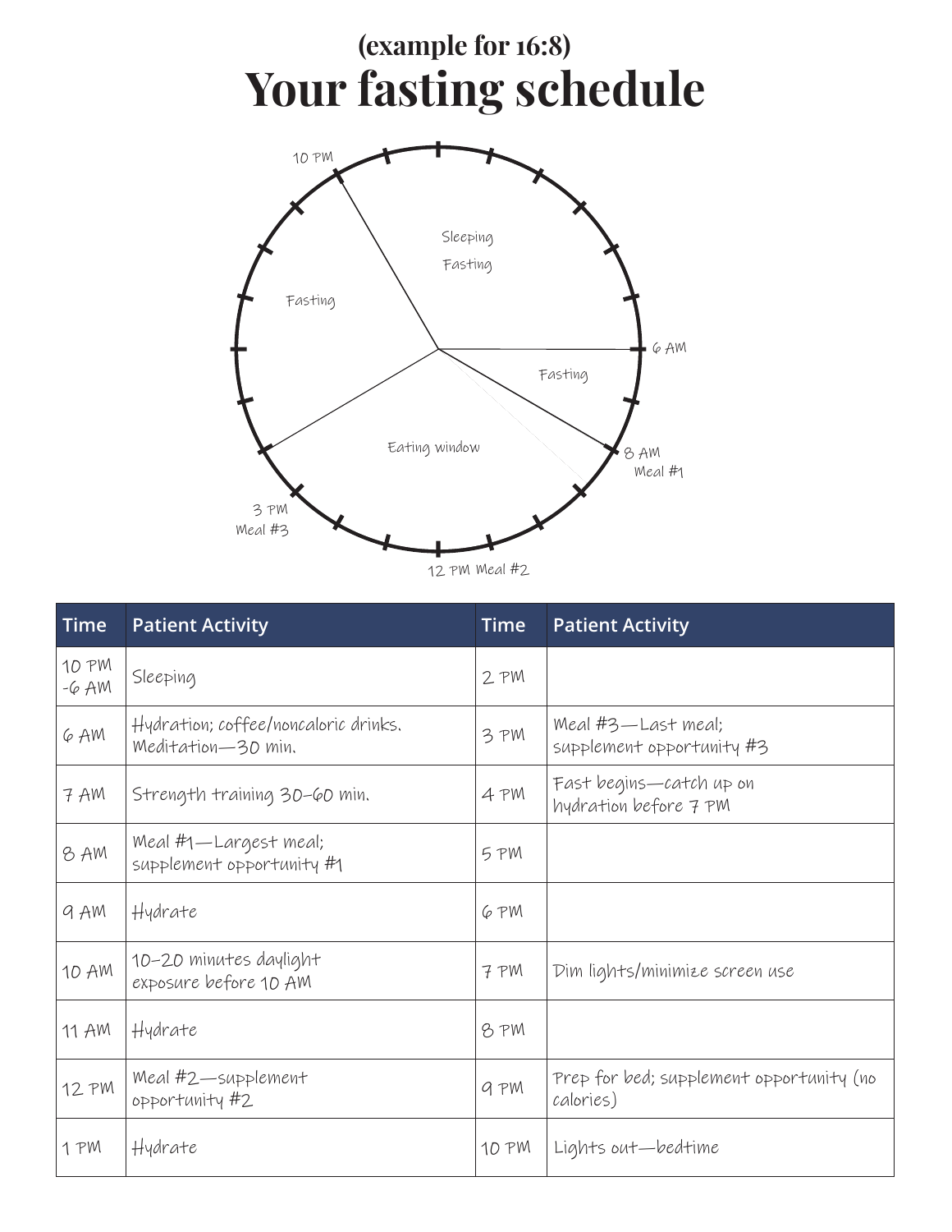(example for 16:8)

# Your fasting schedule

10 PM

Sleeping

Fasting

Fasting

6 AM

Fasting

Eating window

8 AM
Meal #1

3 PM
Meal #3

12 PM Meal #2

| Time | Patient Activity | Time | Patient Activity |
|---|---|---|---|
| 10 PM -6 AM | Sleeping | 2 PM | |
| 6 AM | Hydration; coffee/noncaloric drinks. Meditation—30 min. | 3 PM | Meal #3—Last meal; supplement opportunity #3 |
| 7 AM | Strength training 30–60 min. | 4 PM | Fast begins—catch up on hydration before 7 PM |
| 8 AM | Meal #1—Largest meal; supplement opportunity #1 | 5 PM | |
| 9 AM | Hydrate | 6 PM | |
| 10 AM | 10–20 minutes daylight exposure before 10 AM | 7 PM | Dim lights/minimize screen use |
| 11 AM | Hydrate | 8 PM | |
| 12 PM | Meal #2—supplement opportunity #2 | 9 PM | Prep for bed; supplement opportunity (no calories) |
| 1 PM | Hydrate | 10 PM | Lights out—bedtime |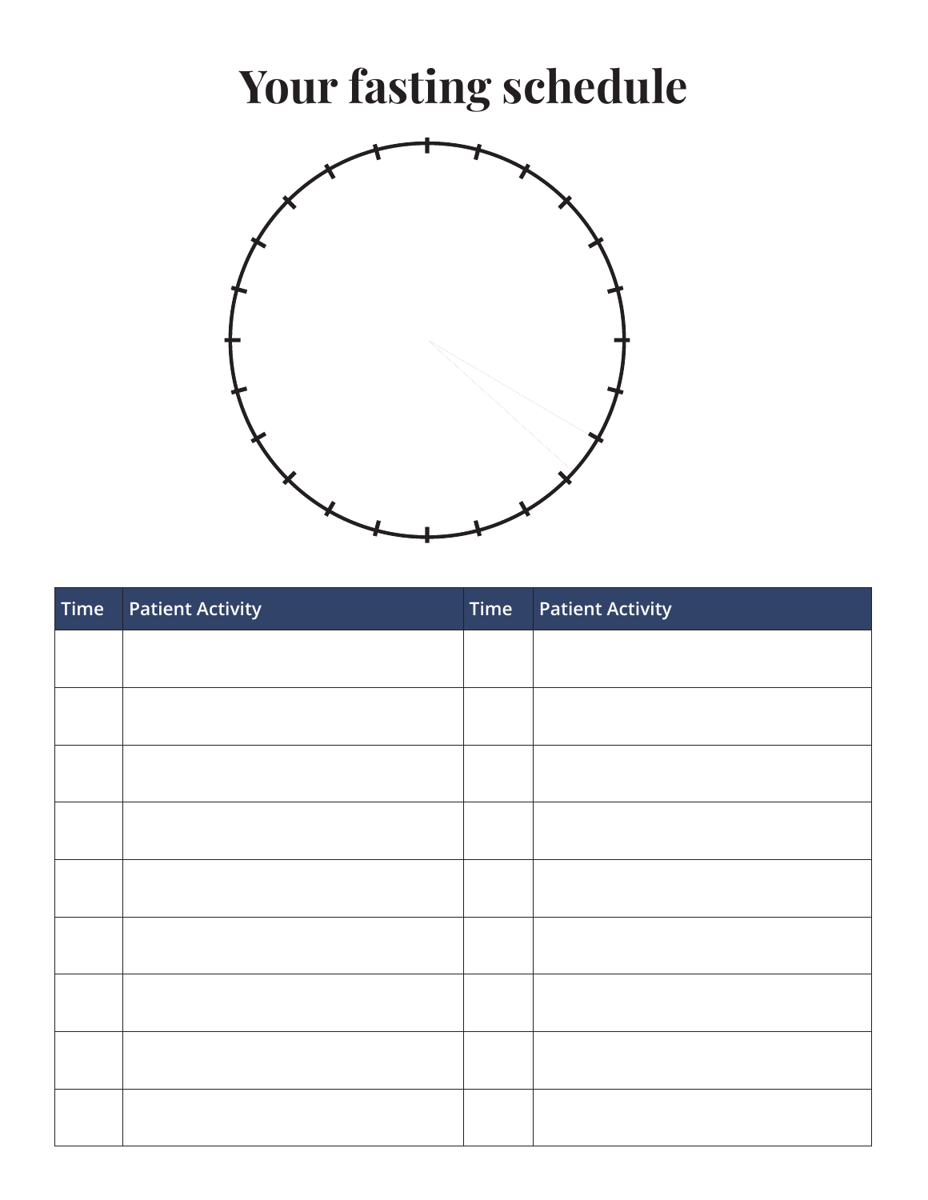# Your fasting schedule

| Time | Patient Activity | Time | Patient Activity |
|---|---|---|---|
| | | | |
| | | | |
| | | | |
| | | | |
| | | | |
| | | | |
| | | | |
| | | | |
| | | | |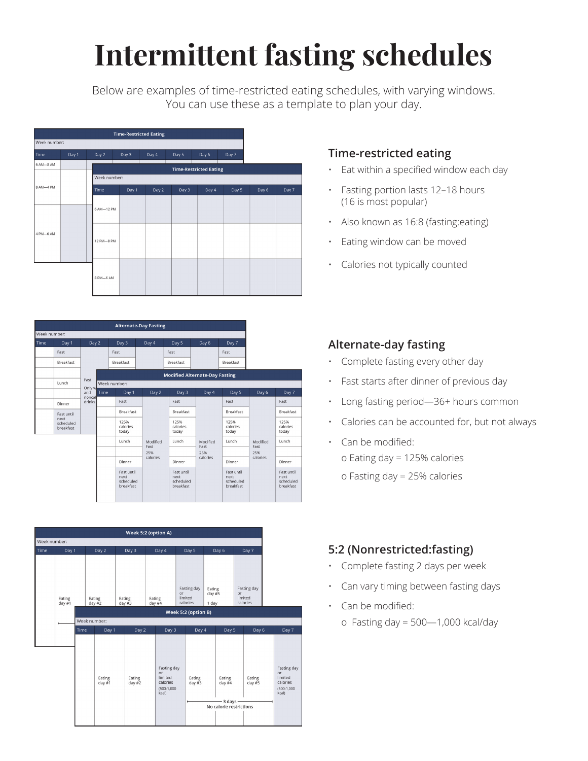# Intermittent fasting schedules

Below are examples of time-restricted eating schedules, with varying windows. You can use these as a template to plan your day.

**Time-Restricted Eating**

Week number:

| Time | Day 1 | Day 2 | Day 3 | Day 4 | Day 5 | Day 6 | Day 7 |
|---|---|---|---|---|---|---|---|
| 6 AM—8 AM | | | | | | | |
| 8 AM—4 PM | | | | | | | |
| 4 PM—6 AM | | | | | | | |

**Time-Restricted Eating**

Week number:

| Time | Day 1 | Day 2 | Day 3 | Day 4 | Day 5 | Day 6 | Day 7 |
|---|---|---|---|---|---|---|---|
| 6 AM—12 PM | | | | | | | |
| 12 PM—8 PM | | | | | | | |
| 8 PM—6 AM | | | | | | | |

## Time-restricted eating

- Eat within a specified window each day
- Fasting portion lasts 12–18 hours (16 is most popular)
- Also known as 16:8 (fasting:eating)
- Eating window can be moved
- Calories not typically counted

**Alternate-Day Fasting**

Week number:

| Time | Day 1 | Day 2 | Day 3 | Day 4 | Day 5 | Day 6 | Day 7 |
|---|---|---|---|---|---|---|---|
| | Fast | | Fast | | Fast | | Fast |
| | Breakfast | | Breakfast | | Breakfast | | Breakfast |
| | | | | | | | |
| | Lunch | Fast<br>Only w... and noncal... drinks | | | | | |
| | | | | | | | |
| | Dinner | | | | | | |
| | Fast until next scheduled breakfast | | | | | | |

**Modified Alternate-Day Fasting**

Week number:

| Time | Day 1 | Day 2 | Day 3 | Day 4 | Day 5 | Day 6 | Day 7 |
|---|---|---|---|---|---|---|---|
| | Fast | | Fast | | Fast | | Fast |
| | Breakfast | | Breakfast | | Breakfast | | Breakfast |
| | 125% calories today | | 125% calories today | | 125% calories today | | 125% calories today |
| | Lunch | Modified Fast<br>25% calories | Lunch | Modified Fast<br>25% calories | Lunch | Modified Fast<br>25% calories | Lunch |
| | | | | | | | |
| | Dinner | | Dinner | | Dinner | | Dinner |
| | Fast until next scheduled breakfast | | Fast until next scheduled breakfast | | Fast until next scheduled breakfast | | Fast until next scheduled breakfast |

## Alternate-day fasting

- Complete fasting every other day
- Fast starts after dinner of previous day
- Long fasting period—36+ hours common
- Calories can be accounted for, but not always
- Can be modified:
  - o Eating day = 125% calories
  - o Fasting day = 25% calories

**Week 5:2 (option A)**

Week number:

| Time | Day 1 | Day 2 | Day 3 | Day 4 | Day 5 | Day 6 | Day 7 |
|---|---|---|---|---|---|---|---|
| | Eating day #1 | Eating day #2 | Eating day #3 | Eating day #4 | Fasting day or limited calories | Eating day #5<br>1 day | Fasting day or limited calories |

**Week 5:2 (option B)**

Week number:

| Time | Day 1 | Day 2 | Day 3 | Day 4 | Day 5 | Day 6 | Day 7 |
|---|---|---|---|---|---|---|---|
| | Eating day #1 | Eating day #2 | Fasting day or limited calories (500-1,000 kcal) | Eating day #3 | Eating day #4 | Eating day #5 | Fasting day or limited calories (500-1,000 kcal) |
| | | | | 3 days<br>No calorie restrictions | | | |

## 5:2 (Nonrestricted:fasting)

- Complete fasting 2 days per week
- Can vary timing between fasting days
- Can be modified:
  - o Fasting day = 500—1,000 kcal/day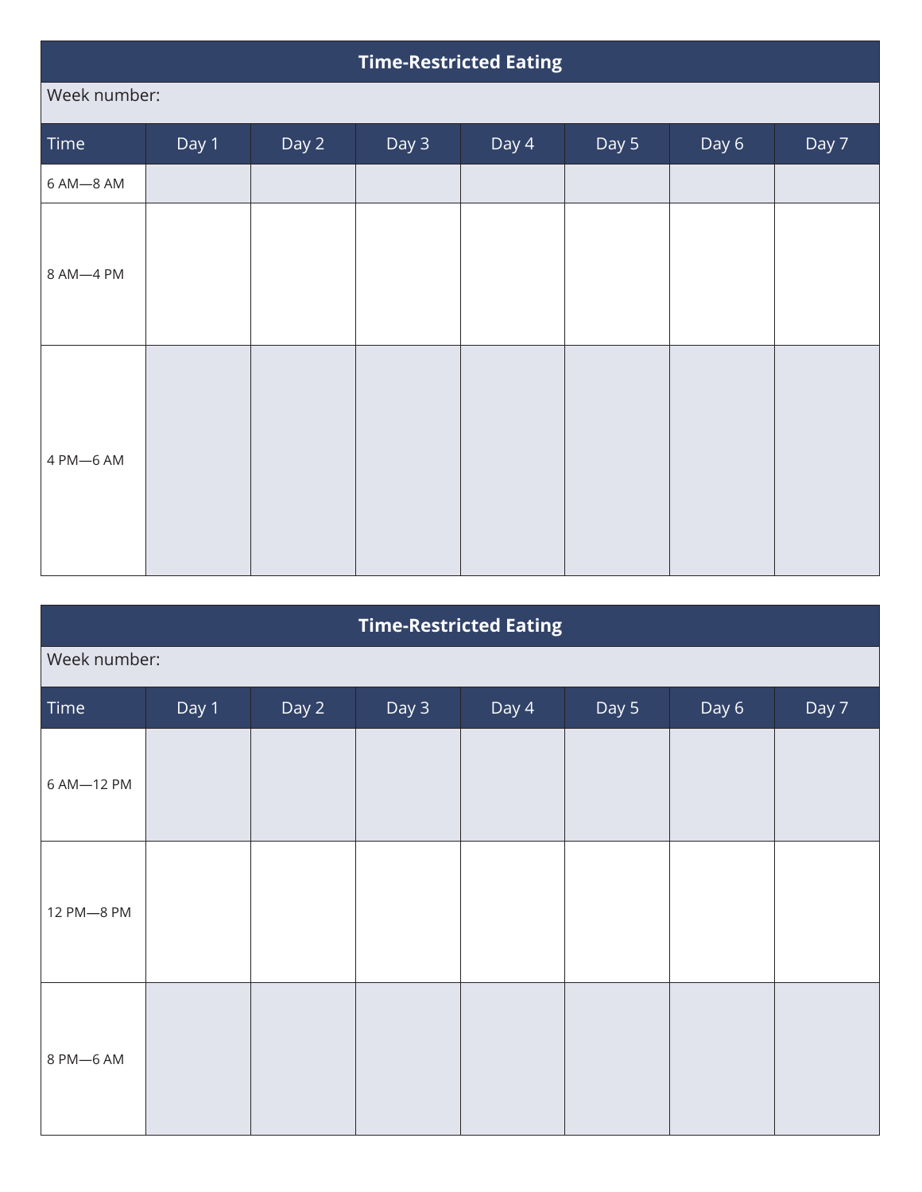## Time-Restricted Eating

Week number:

| Time | Day 1 | Day 2 | Day 3 | Day 4 | Day 5 | Day 6 | Day 7 |
|---|---|---|---|---|---|---|---|
| 6 AM—8 AM | | | | | | | |
| 8 AM—4 PM | | | | | | | |
| 4 PM—6 AM | | | | | | | |

## Time-Restricted Eating

Week number:

| Time | Day 1 | Day 2 | Day 3 | Day 4 | Day 5 | Day 6 | Day 7 |
|---|---|---|---|---|---|---|---|
| 6 AM—12 PM | | | | | | | |
| 12 PM—8 PM | | | | | | | |
| 8 PM—6 AM | | | | | | | |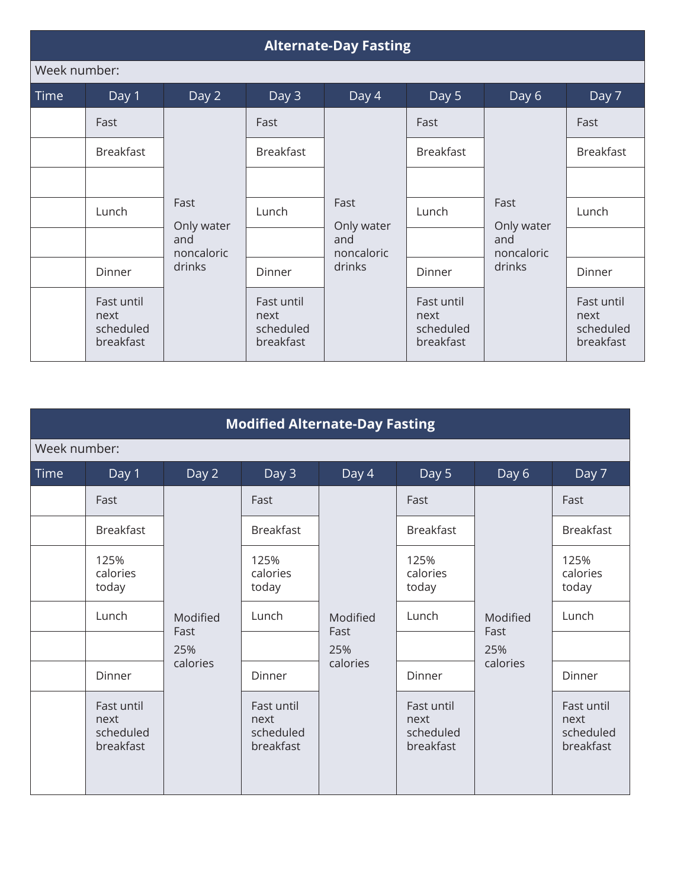## Alternate-Day Fasting

Week number:

| Time | Day 1 | Day 2 | Day 3 | Day 4 | Day 5 | Day 6 | Day 7 |
|---|---|---|---|---|---|---|---|
| | Fast | Fast<br>Only water and noncaloric drinks | Fast | Fast<br>Only water and noncaloric drinks | Fast | Fast<br>Only water and noncaloric drinks | Fast |
| | Breakfast | | Breakfast | | Breakfast | | Breakfast |
| | | | | | | | |
| | Lunch | | Lunch | | Lunch | | Lunch |
| | | | | | | | |
| | Dinner | | Dinner | | Dinner | | Dinner |
| | Fast until next scheduled breakfast | | Fast until next scheduled breakfast | | Fast until next scheduled breakfast | | Fast until next scheduled breakfast |

## Modified Alternate-Day Fasting

Week number:

| Time | Day 1 | Day 2 | Day 3 | Day 4 | Day 5 | Day 6 | Day 7 |
|---|---|---|---|---|---|---|---|
| | Fast | Modified Fast<br>25% calories | Fast | Modified Fast<br>25% calories | Fast | Modified Fast<br>25% calories | Fast |
| | Breakfast | | Breakfast | | Breakfast | | Breakfast |
| | 125% calories today | | 125% calories today | | 125% calories today | | 125% calories today |
| | Lunch | | Lunch | | Lunch | | Lunch |
| | | | | | | | |
| | Dinner | | Dinner | | Dinner | | Dinner |
| | Fast until next scheduled breakfast | | Fast until next scheduled breakfast | | Fast until next scheduled breakfast | | Fast until next scheduled breakfast |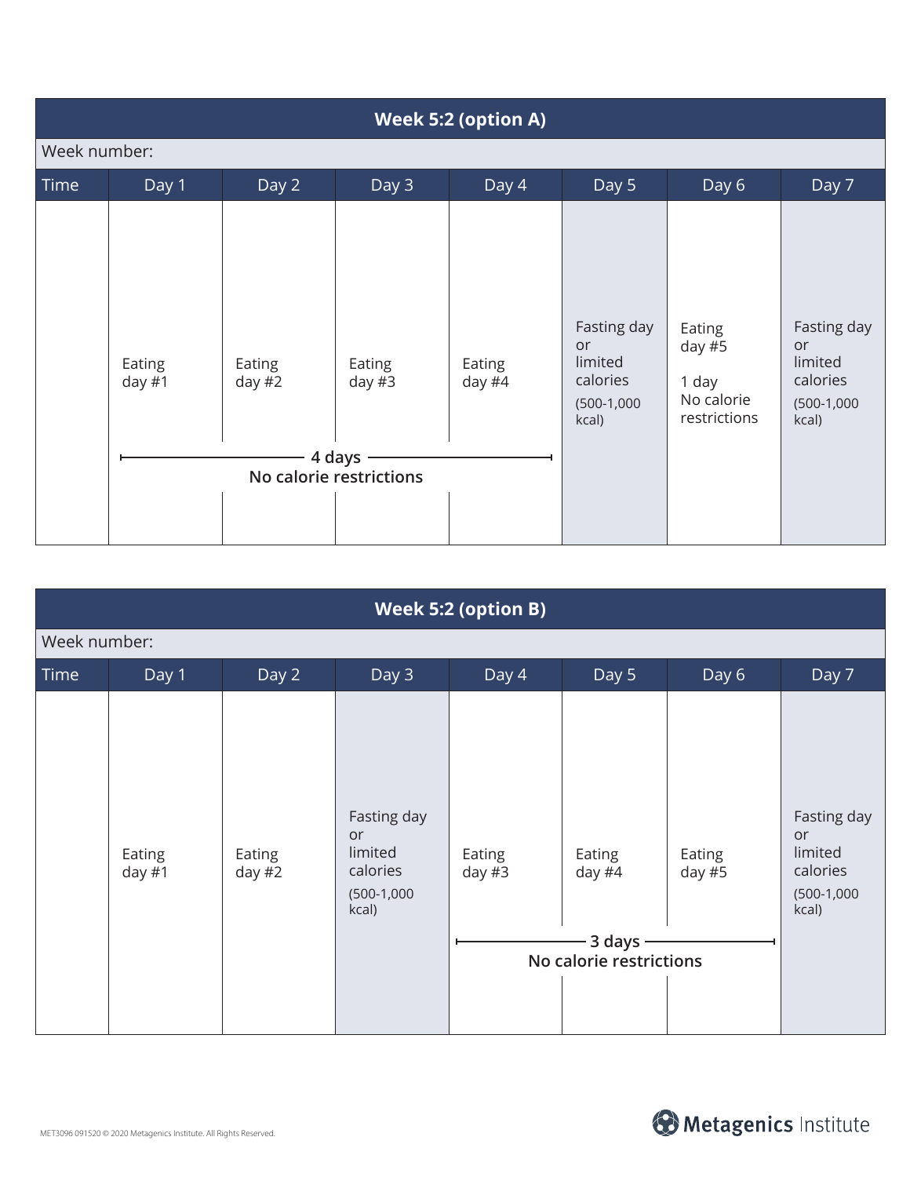| Week 5:2 (option A) | | | | | | | |
|---|---|---|---|---|---|---|---|
| Week number: | | | | | | | |
| Time | Day 1 | Day 2 | Day 3 | Day 4 | Day 5 | Day 6 | Day 7 |
| | Eating day #1 | Eating day #2 | Eating day #3 | Eating day #4 | Fasting day or limited calories (500-1,000 kcal) | Eating day #5<br><br>1 day No calorie restrictions | Fasting day or limited calories (500-1,000 kcal) |
| | 4 days No calorie restrictions | | | | | | |

| Week 5:2 (option B) | | | | | | | |
|---|---|---|---|---|---|---|---|
| Week number: | | | | | | | |
| Time | Day 1 | Day 2 | Day 3 | Day 4 | Day 5 | Day 6 | Day 7 |
| | Eating day #1 | Eating day #2 | Fasting day or limited calories (500-1,000 kcal) | Eating day #3 | Eating day #4 | Eating day #5 | Fasting day or limited calories (500-1,000 kcal) |
| | | | | 3 days No calorie restrictions | | | |

MET3096 091520 © 2020 Metagenics Institute. All Rights Reserved.

Metagenics Institute